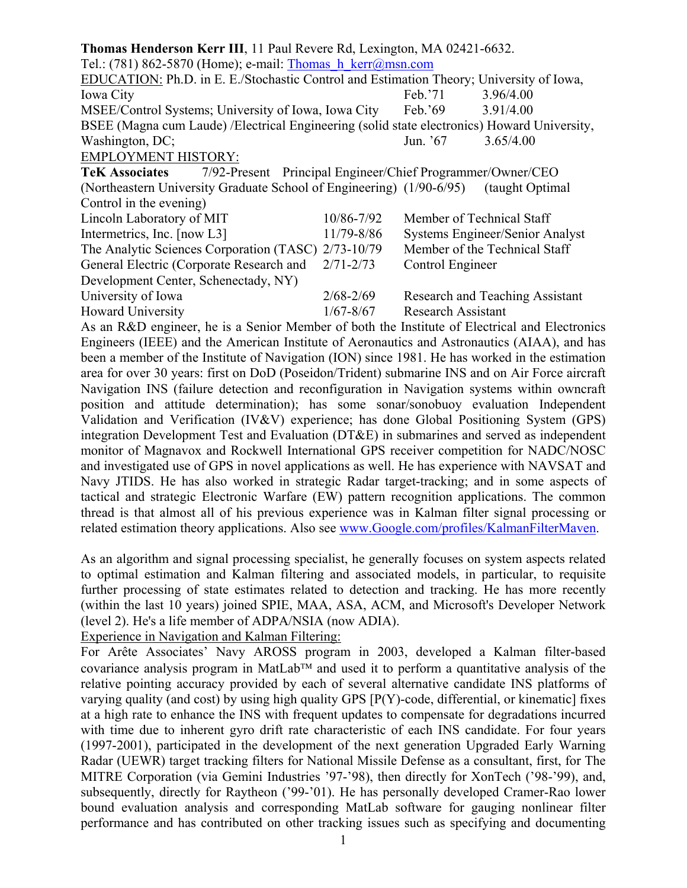**Thomas Henderson Kerr III**, 11 Paul Revere Rd, Lexington, MA 02421-6632.
Tel.: (781) 862-5870 (Home); e-mail: Thomas_h_kerr@msn.com

EDUCATION: Ph.D. in E. E./Stochastic Control and Estimation Theory; University of Iowa, Iowa City Feb.'71 3.96/4.00
MSEE/Control Systems; University of Iowa, Iowa City Feb.'69 3.91/4.00
BSEE (Magna cum Laude) /Electrical Engineering (solid state electronics) Howard University, Washington, DC; Jun. '67 3.65/4.00

EMPLOYMENT HISTORY:

**TeK Associates** 7/92-Present Principal Engineer/Chief Programmer/Owner/CEO
(Northeastern University Graduate School of Engineering) (1/90-6/95) (taught Optimal Control in the evening)

| | | |
|---|---|---|
| Lincoln Laboratory of MIT | 10/86-7/92 | Member of Technical Staff |
| Intermetrics, Inc. [now L3] | 11/79-8/86 | Systems Engineer/Senior Analyst |
| The Analytic Sciences Corporation (TASC) | 2/73-10/79 | Member of the Technical Staff |
| General Electric (Corporate Research and Development Center, Schenectady, NY) | 2/71-2/73 | Control Engineer |
| University of Iowa | 2/68-2/69 | Research and Teaching Assistant |
| Howard University | 1/67-8/67 | Research Assistant |

As an R&D engineer, he is a Senior Member of both the Institute of Electrical and Electronics Engineers (IEEE) and the American Institute of Aeronautics and Astronautics (AIAA), and has been a member of the Institute of Navigation (ION) since 1981. He has worked in the estimation area for over 30 years: first on DoD (Poseidon/Trident) submarine INS and on Air Force aircraft Navigation INS (failure detection and reconfiguration in Navigation systems within owncraft position and attitude determination); has some sonar/sonobuoy evaluation Independent Validation and Verification (IV&V) experience; has done Global Positioning System (GPS) integration Development Test and Evaluation (DT&E) in submarines and served as independent monitor of Magnavox and Rockwell International GPS receiver competition for NADC/NOSC and investigated use of GPS in novel applications as well. He has experience with NAVSAT and Navy JTIDS. He has also worked in strategic Radar target-tracking; and in some aspects of tactical and strategic Electronic Warfare (EW) pattern recognition applications. The common thread is that almost all of his previous experience was in Kalman filter signal processing or related estimation theory applications. Also see www.Google.com/profiles/KalmanFilterMaven.

As an algorithm and signal processing specialist, he generally focuses on system aspects related to optimal estimation and Kalman filtering and associated models, in particular, to requisite further processing of state estimates related to detection and tracking. He has more recently (within the last 10 years) joined SPIE, MAA, ASA, ACM, and Microsoft's Developer Network (level 2). He's a life member of ADPA/NSIA (now ADIA).

Experience in Navigation and Kalman Filtering:

For Arête Associates' Navy AROSS program in 2003, developed a Kalman filter-based covariance analysis program in MatLab™ and used it to perform a quantitative analysis of the relative pointing accuracy provided by each of several alternative candidate INS platforms of varying quality (and cost) by using high quality GPS [P(Y)-code, differential, or kinematic] fixes at a high rate to enhance the INS with frequent updates to compensate for degradations incurred with time due to inherent gyro drift rate characteristic of each INS candidate. For four years (1997-2001), participated in the development of the next generation Upgraded Early Warning Radar (UEWR) target tracking filters for National Missile Defense as a consultant, first, for The MITRE Corporation (via Gemini Industries '97-'98), then directly for XonTech ('98-'99), and, subsequently, directly for Raytheon ('99-'01). He has personally developed Cramer-Rao lower bound evaluation analysis and corresponding MatLab software for gauging nonlinear filter performance and has contributed on other tracking issues such as specifying and documenting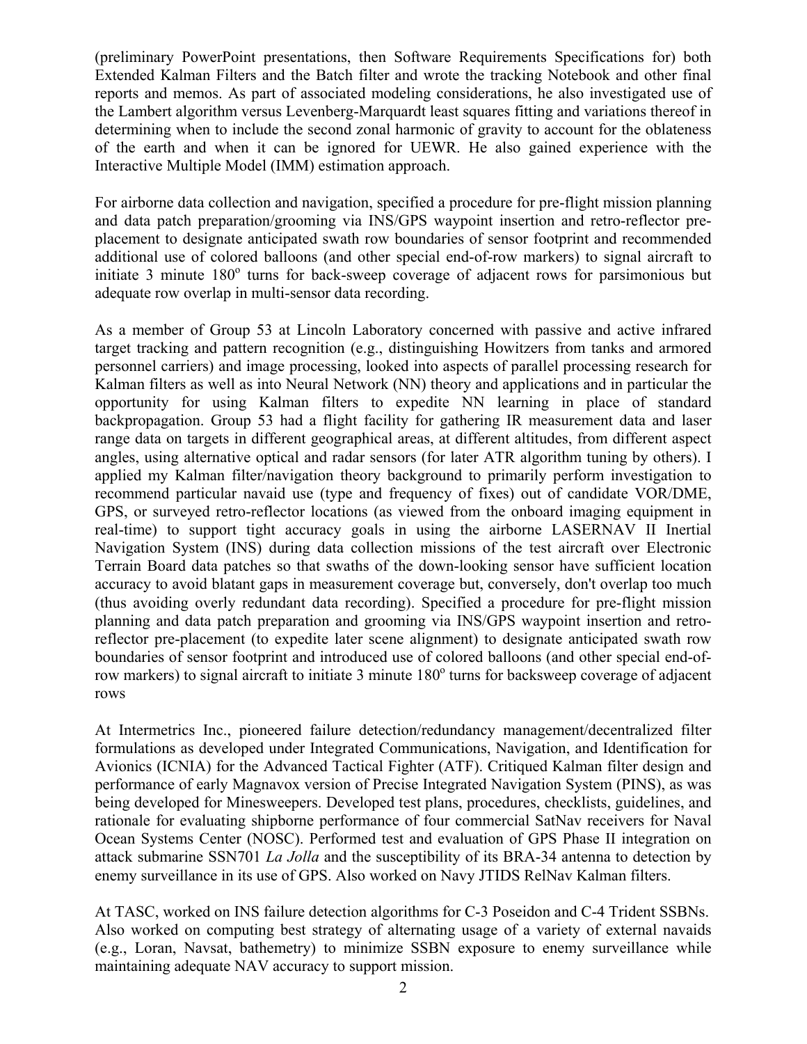(preliminary PowerPoint presentations, then Software Requirements Specifications for) both Extended Kalman Filters and the Batch filter and wrote the tracking Notebook and other final reports and memos. As part of associated modeling considerations, he also investigated use of the Lambert algorithm versus Levenberg-Marquardt least squares fitting and variations thereof in determining when to include the second zonal harmonic of gravity to account for the oblateness of the earth and when it can be ignored for UEWR. He also gained experience with the Interactive Multiple Model (IMM) estimation approach.

For airborne data collection and navigation, specified a procedure for pre-flight mission planning and data patch preparation/grooming via INS/GPS waypoint insertion and retro-reflector pre-placement to designate anticipated swath row boundaries of sensor footprint and recommended additional use of colored balloons (and other special end-of-row markers) to signal aircraft to initiate 3 minute 180$^{o}$ turns for back-sweep coverage of adjacent rows for parsimonious but adequate row overlap in multi-sensor data recording.

As a member of Group 53 at Lincoln Laboratory concerned with passive and active infrared target tracking and pattern recognition (e.g., distinguishing Howitzers from tanks and armored personnel carriers) and image processing, looked into aspects of parallel processing research for Kalman filters as well as into Neural Network (NN) theory and applications and in particular the opportunity for using Kalman filters to expedite NN learning in place of standard backpropagation. Group 53 had a flight facility for gathering IR measurement data and laser range data on targets in different geographical areas, at different altitudes, from different aspect angles, using alternative optical and radar sensors (for later ATR algorithm tuning by others). I applied my Kalman filter/navigation theory background to primarily perform investigation to recommend particular navaid use (type and frequency of fixes) out of candidate VOR/DME, GPS, or surveyed retro-reflector locations (as viewed from the onboard imaging equipment in real-time) to support tight accuracy goals in using the airborne LASERNAV II Inertial Navigation System (INS) during data collection missions of the test aircraft over Electronic Terrain Board data patches so that swaths of the down-looking sensor have sufficient location accuracy to avoid blatant gaps in measurement coverage but, conversely, don't overlap too much (thus avoiding overly redundant data recording). Specified a procedure for pre-flight mission planning and data patch preparation and grooming via INS/GPS waypoint insertion and retro-reflector pre-placement (to expedite later scene alignment) to designate anticipated swath row boundaries of sensor footprint and introduced use of colored balloons (and other special end-of-row markers) to signal aircraft to initiate 3 minute 180$^{o}$ turns for backsweep coverage of adjacent rows

At Intermetrics Inc., pioneered failure detection/redundancy management/decentralized filter formulations as developed under Integrated Communications, Navigation, and Identification for Avionics (ICNIA) for the Advanced Tactical Fighter (ATF). Critiqued Kalman filter design and performance of early Magnavox version of Precise Integrated Navigation System (PINS), as was being developed for Minesweepers. Developed test plans, procedures, checklists, guidelines, and rationale for evaluating shipborne performance of four commercial SatNav receivers for Naval Ocean Systems Center (NOSC). Performed test and evaluation of GPS Phase II integration on attack submarine SSN701 *La Jolla* and the susceptibility of its BRA-34 antenna to detection by enemy surveillance in its use of GPS. Also worked on Navy JTIDS RelNav Kalman filters.

At TASC, worked on INS failure detection algorithms for C-3 Poseidon and C-4 Trident SSBNs. Also worked on computing best strategy of alternating usage of a variety of external navaids (e.g., Loran, Navsat, bathemetry) to minimize SSBN exposure to enemy surveillance while maintaining adequate NAV accuracy to support mission.